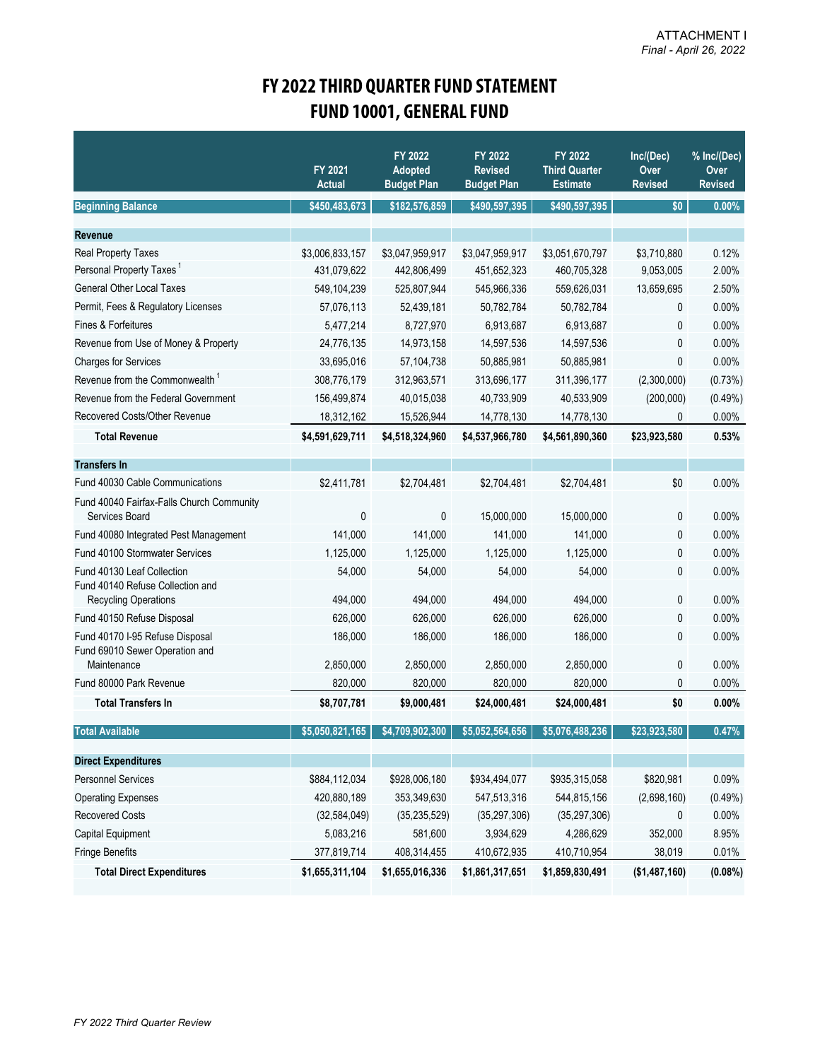ATTACHMENT I
*Final - April 26, 2022*

# FY 2022 THIRD QUARTER FUND STATEMENT
# FUND 10001, GENERAL FUND

| | FY 2021 Actual | FY 2022 Adopted Budget Plan | FY 2022 Revised Budget Plan | FY 2022 Third Quarter Estimate | Inc/(Dec) Over Revised | % Inc/(Dec) Over Revised |
|---|---|---|---|---|---|---|
| **Beginning Balance** | $450,483,673 | $182,576,859 | $490,597,395 | $490,597,395 | $0 | 0.00% |
| **Revenue** | | | | | | |
| Real Property Taxes | $3,006,833,157 | $3,047,959,917 | $3,047,959,917 | $3,051,670,797 | $3,710,880 | 0.12% |
| Personal Property Taxes [1] | 431,079,622 | 442,806,499 | 451,652,323 | 460,705,328 | 9,053,005 | 2.00% |
| General Other Local Taxes | 549,104,239 | 525,807,944 | 545,966,336 | 559,626,031 | 13,659,695 | 2.50% |
| Permit, Fees & Regulatory Licenses | 57,076,113 | 52,439,181 | 50,782,784 | 50,782,784 | 0 | 0.00% |
| Fines & Forfeitures | 5,477,214 | 8,727,970 | 6,913,687 | 6,913,687 | 0 | 0.00% |
| Revenue from Use of Money & Property | 24,776,135 | 14,973,158 | 14,597,536 | 14,597,536 | 0 | 0.00% |
| Charges for Services | 33,695,016 | 57,104,738 | 50,885,981 | 50,885,981 | 0 | 0.00% |
| Revenue from the Commonwealth [1] | 308,776,179 | 312,963,571 | 313,696,177 | 311,396,177 | (2,300,000) | (0.73%) |
| Revenue from the Federal Government | 156,499,874 | 40,015,038 | 40,733,909 | 40,533,909 | (200,000) | (0.49%) |
| Recovered Costs/Other Revenue | 18,312,162 | 15,526,944 | 14,778,130 | 14,778,130 | 0 | 0.00% |
| **Total Revenue** | **$4,591,629,711** | **$4,518,324,960** | **$4,537,966,780** | **$4,561,890,360** | **$23,923,580** | **0.53%** |
| **Transfers In** | | | | | | |
| Fund 40030 Cable Communications | $2,411,781 | $2,704,481 | $2,704,481 | $2,704,481 | $0 | 0.00% |
| Fund 40040 Fairfax-Falls Church Community Services Board | 0 | 0 | 15,000,000 | 15,000,000 | 0 | 0.00% |
| Fund 40080 Integrated Pest Management | 141,000 | 141,000 | 141,000 | 141,000 | 0 | 0.00% |
| Fund 40100 Stormwater Services | 1,125,000 | 1,125,000 | 1,125,000 | 1,125,000 | 0 | 0.00% |
| Fund 40130 Leaf Collection | 54,000 | 54,000 | 54,000 | 54,000 | 0 | 0.00% |
| Fund 40140 Refuse Collection and Recycling Operations | 494,000 | 494,000 | 494,000 | 494,000 | 0 | 0.00% |
| Fund 40150 Refuse Disposal | 626,000 | 626,000 | 626,000 | 626,000 | 0 | 0.00% |
| Fund 40170 I-95 Refuse Disposal | 186,000 | 186,000 | 186,000 | 186,000 | 0 | 0.00% |
| Fund 69010 Sewer Operation and Maintenance | 2,850,000 | 2,850,000 | 2,850,000 | 2,850,000 | 0 | 0.00% |
| Fund 80000 Park Revenue | 820,000 | 820,000 | 820,000 | 820,000 | 0 | 0.00% |
| **Total Transfers In** | **$8,707,781** | **$9,000,481** | **$24,000,481** | **$24,000,481** | **$0** | **0.00%** |
| **Total Available** | **$5,050,821,165** | **$4,709,902,300** | **$5,052,564,656** | **$5,076,488,236** | **$23,923,580** | **0.47%** |
| **Direct Expenditures** | | | | | | |
| Personnel Services | $884,112,034 | $928,006,180 | $934,494,077 | $935,315,058 | $820,981 | 0.09% |
| Operating Expenses | 420,880,189 | 353,349,630 | 547,513,316 | 544,815,156 | (2,698,160) | (0.49%) |
| Recovered Costs | (32,584,049) | (35,235,529) | (35,297,306) | (35,297,306) | 0 | 0.00% |
| Capital Equipment | 5,083,216 | 581,600 | 3,934,629 | 4,286,629 | 352,000 | 8.95% |
| Fringe Benefits | 377,819,714 | 408,314,455 | 410,672,935 | 410,710,954 | 38,019 | 0.01% |
| **Total Direct Expenditures** | **$1,655,311,104** | **$1,655,016,336** | **$1,861,317,651** | **$1,859,830,491** | **($1,487,160)** | **(0.08%)** |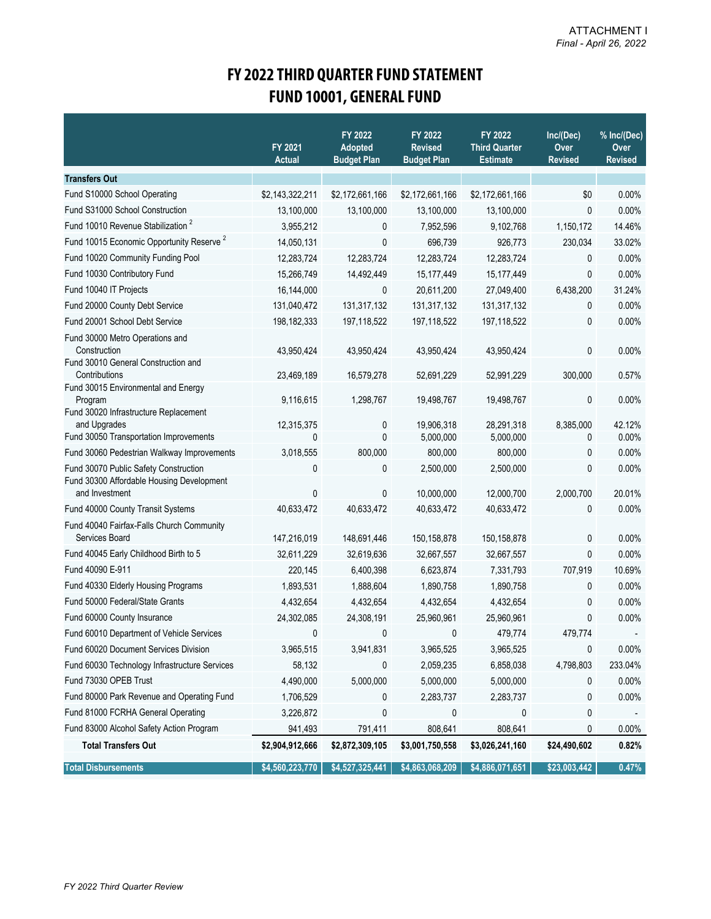ATTACHMENT I
*Final - April 26, 2022*

# FY 2022 THIRD QUARTER FUND STATEMENT
# FUND 10001, GENERAL FUND

| | FY 2021 Actual | FY 2022 Adopted Budget Plan | FY 2022 Revised Budget Plan | FY 2022 Third Quarter Estimate | Inc/(Dec) Over Revised | % Inc/(Dec) Over Revised |
|---|---|---|---|---|---|---|
| **Transfers Out** | | | | | | |
| Fund S10000 School Operating | $2,143,322,211 | $2,172,661,166 | $2,172,661,166 | $2,172,661,166 | $0 | 0.00% |
| Fund S31000 School Construction | 13,100,000 | 13,100,000 | 13,100,000 | 13,100,000 | 0 | 0.00% |
| Fund 10010 Revenue Stabilization [2] | 3,955,212 | 0 | 7,952,596 | 9,102,768 | 1,150,172 | 14.46% |
| Fund 10015 Economic Opportunity Reserve [2] | 14,050,131 | 0 | 696,739 | 926,773 | 230,034 | 33.02% |
| Fund 10020 Community Funding Pool | 12,283,724 | 12,283,724 | 12,283,724 | 12,283,724 | 0 | 0.00% |
| Fund 10030 Contributory Fund | 15,266,749 | 14,492,449 | 15,177,449 | 15,177,449 | 0 | 0.00% |
| Fund 10040 IT Projects | 16,144,000 | 0 | 20,611,200 | 27,049,400 | 6,438,200 | 31.24% |
| Fund 20000 County Debt Service | 131,040,472 | 131,317,132 | 131,317,132 | 131,317,132 | 0 | 0.00% |
| Fund 20001 School Debt Service | 198,182,333 | 197,118,522 | 197,118,522 | 197,118,522 | 0 | 0.00% |
| Fund 30000 Metro Operations and Construction | 43,950,424 | 43,950,424 | 43,950,424 | 43,950,424 | 0 | 0.00% |
| Fund 30010 General Construction and Contributions | 23,469,189 | 16,579,278 | 52,691,229 | 52,991,229 | 300,000 | 0.57% |
| Fund 30015 Environmental and Energy Program | 9,116,615 | 1,298,767 | 19,498,767 | 19,498,767 | 0 | 0.00% |
| Fund 30020 Infrastructure Replacement and Upgrades | 12,315,375 | 0 | 19,906,318 | 28,291,318 | 8,385,000 | 42.12% |
| Fund 30050 Transportation Improvements | 0 | 0 | 5,000,000 | 5,000,000 | 0 | 0.00% |
| Fund 30060 Pedestrian Walkway Improvements | 3,018,555 | 800,000 | 800,000 | 800,000 | 0 | 0.00% |
| Fund 30070 Public Safety Construction | 0 | 0 | 2,500,000 | 2,500,000 | 0 | 0.00% |
| Fund 30300 Affordable Housing Development and Investment | 0 | 0 | 10,000,000 | 12,000,700 | 2,000,700 | 20.01% |
| Fund 40000 County Transit Systems | 40,633,472 | 40,633,472 | 40,633,472 | 40,633,472 | 0 | 0.00% |
| Fund 40040 Fairfax-Falls Church Community Services Board | 147,216,019 | 148,691,446 | 150,158,878 | 150,158,878 | 0 | 0.00% |
| Fund 40045 Early Childhood Birth to 5 | 32,611,229 | 32,619,636 | 32,667,557 | 32,667,557 | 0 | 0.00% |
| Fund 40090 E-911 | 220,145 | 6,400,398 | 6,623,874 | 7,331,793 | 707,919 | 10.69% |
| Fund 40330 Elderly Housing Programs | 1,893,531 | 1,888,604 | 1,890,758 | 1,890,758 | 0 | 0.00% |
| Fund 50000 Federal/State Grants | 4,432,654 | 4,432,654 | 4,432,654 | 4,432,654 | 0 | 0.00% |
| Fund 60000 County Insurance | 24,302,085 | 24,308,191 | 25,960,961 | 25,960,961 | 0 | 0.00% |
| Fund 60010 Department of Vehicle Services | 0 | 0 | 0 | 479,774 | 479,774 | - |
| Fund 60020 Document Services Division | 3,965,515 | 3,941,831 | 3,965,525 | 3,965,525 | 0 | 0.00% |
| Fund 60030 Technology Infrastructure Services | 58,132 | 0 | 2,059,235 | 6,858,038 | 4,798,803 | 233.04% |
| Fund 73030 OPEB Trust | 4,490,000 | 5,000,000 | 5,000,000 | 5,000,000 | 0 | 0.00% |
| Fund 80000 Park Revenue and Operating Fund | 1,706,529 | 0 | 2,283,737 | 2,283,737 | 0 | 0.00% |
| Fund 81000 FCRHA General Operating | 3,226,872 | 0 | 0 | 0 | 0 | - |
| Fund 83000 Alcohol Safety Action Program | 941,493 | 791,411 | 808,641 | 808,641 | 0 | 0.00% |
| **Total Transfers Out** | **$2,904,912,666** | **$2,872,309,105** | **$3,001,750,558** | **$3,026,241,160** | **$24,490,602** | **0.82%** |
| **Total Disbursements** | **$4,560,223,770** | **$4,527,325,441** | **$4,863,068,209** | **$4,886,071,651** | **$23,003,442** | **0.47%** |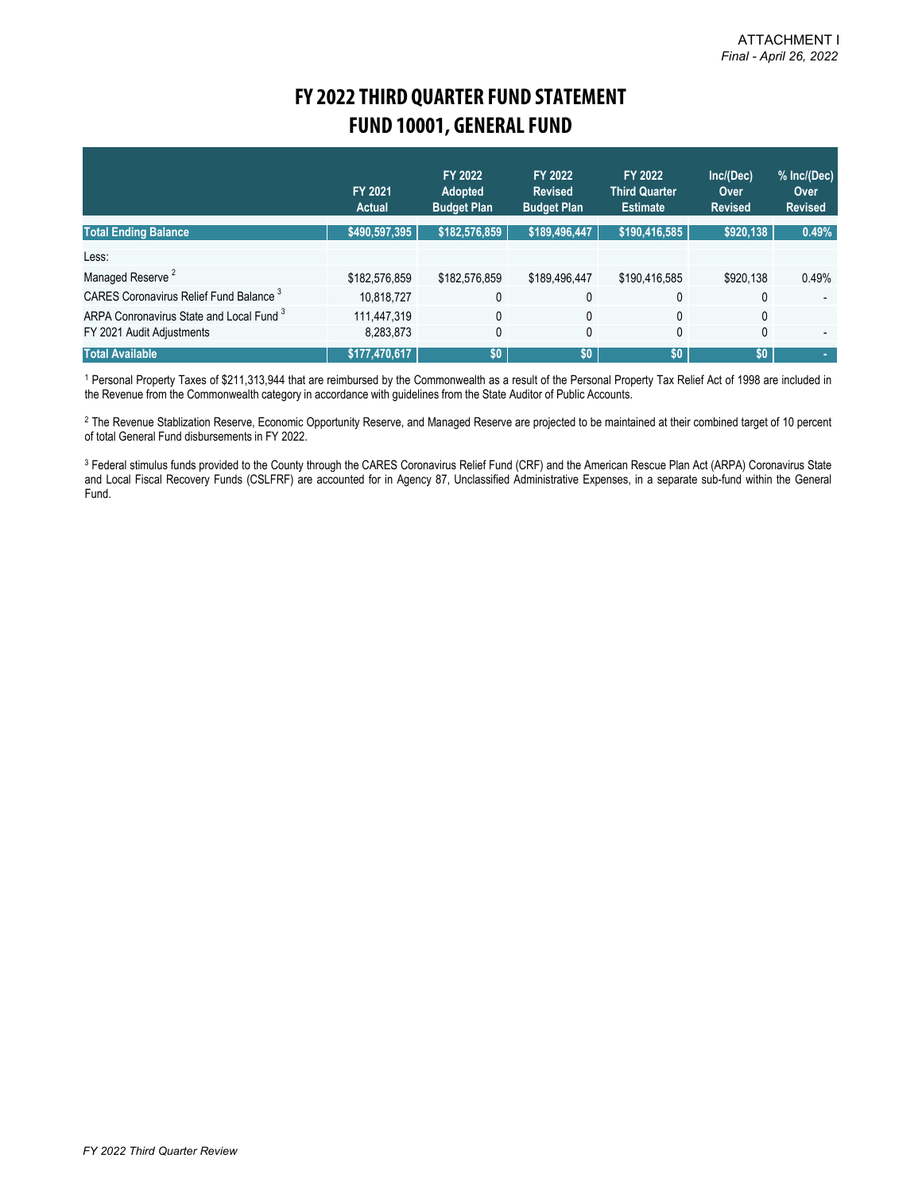ATTACHMENT I
*Final - April 26, 2022*

# FY 2022 THIRD QUARTER FUND STATEMENT
# FUND 10001, GENERAL FUND

| | FY 2021 Actual | FY 2022 Adopted Budget Plan | FY 2022 Revised Budget Plan | FY 2022 Third Quarter Estimate | Inc/(Dec) Over Revised | % Inc/(Dec) Over Revised |
|---|---|---|---|---|---|---|
| **Total Ending Balance** | **$490,597,395** | **$182,576,859** | **$189,496,447** | **$190,416,585** | **$920,138** | **0.49%** |
| Less: | | | | | | |
| Managed Reserve [2] | $182,576,859 | $182,576,859 | $189,496,447 | $190,416,585 | $920,138 | 0.49% |
| CARES Coronavirus Relief Fund Balance [3] | 10,818,727 | 0 | 0 | 0 | 0 | - |
| ARPA Conronavirus State and Local Fund [3] | 111,447,319 | 0 | 0 | 0 | 0 | |
| FY 2021 Audit Adjustments | 8,283,873 | 0 | 0 | 0 | 0 | - |
| **Total Available** | **$177,470,617** | **$0** | **$0** | **$0** | **$0** | **-** |

[1] Personal Property Taxes of $211,313,944 that are reimbursed by the Commonwealth as a result of the Personal Property Tax Relief Act of 1998 are included in the Revenue from the Commonwealth category in accordance with guidelines from the State Auditor of Public Accounts.

[2] The Revenue Stablization Reserve, Economic Opportunity Reserve, and Managed Reserve are projected to be maintained at their combined target of 10 percent of total General Fund disbursements in FY 2022.

[3] Federal stimulus funds provided to the County through the CARES Coronavirus Relief Fund (CRF) and the American Rescue Plan Act (ARPA) Coronavirus State and Local Fiscal Recovery Funds (CSLFRF) are accounted for in Agency 87, Unclassified Administrative Expenses, in a separate sub-fund within the General Fund.